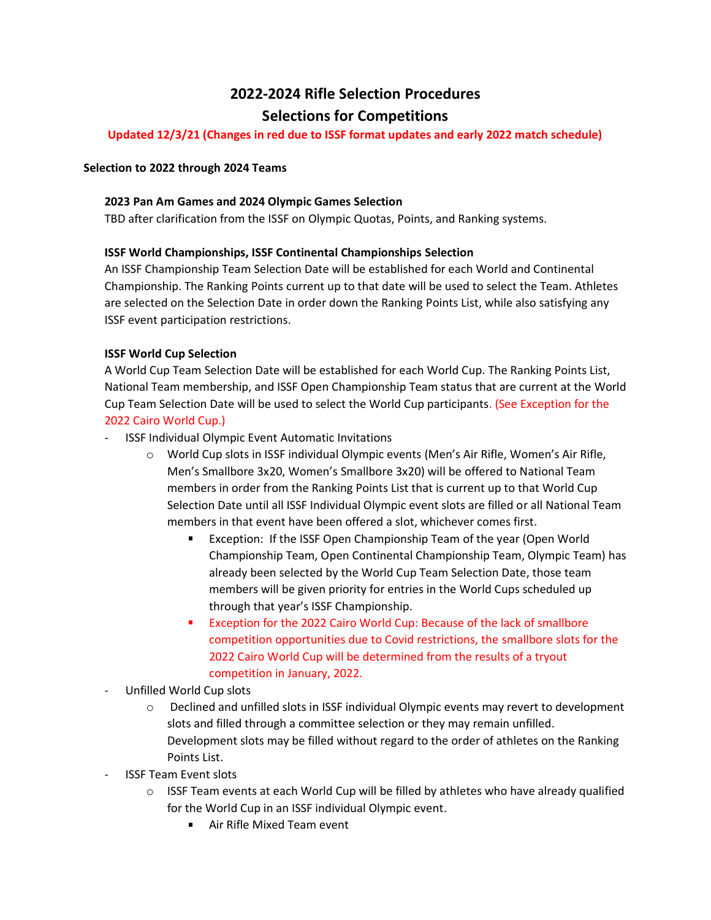# 2022-2024 Rifle Selection Procedures

## Selections for Competitions

**Updated 12/3/21 (Changes in red due to ISSF format updates and early 2022 match schedule)**

**Selection to 2022 through 2024 Teams**

**2023 Pan Am Games and 2024 Olympic Games Selection**

TBD after clarification from the ISSF on Olympic Quotas, Points, and Ranking systems.

**ISSF World Championships, ISSF Continental Championships Selection**

An ISSF Championship Team Selection Date will be established for each World and Continental Championship. The Ranking Points current up to that date will be used to select the Team. Athletes are selected on the Selection Date in order down the Ranking Points List, while also satisfying any ISSF event participation restrictions.

**ISSF World Cup Selection**

A World Cup Team Selection Date will be established for each World Cup. The Ranking Points List, National Team membership, and ISSF Open Championship Team status that are current at the World Cup Team Selection Date will be used to select the World Cup participants. (See Exception for the 2022 Cairo World Cup.)

- ISSF Individual Olympic Event Automatic Invitations
  - World Cup slots in ISSF individual Olympic events (Men's Air Rifle, Women's Air Rifle, Men's Smallbore 3x20, Women's Smallbore 3x20) will be offered to National Team members in order from the Ranking Points List that is current up to that World Cup Selection Date until all ISSF Individual Olympic event slots are filled or all National Team members in that event have been offered a slot, whichever comes first.
    - Exception: If the ISSF Open Championship Team of the year (Open World Championship Team, Open Continental Championship Team, Olympic Team) has already been selected by the World Cup Team Selection Date, those team members will be given priority for entries in the World Cups scheduled up through that year's ISSF Championship.
    - Exception for the 2022 Cairo World Cup: Because of the lack of smallbore competition opportunities due to Covid restrictions, the smallbore slots for the 2022 Cairo World Cup will be determined from the results of a tryout competition in January, 2022.
- Unfilled World Cup slots
  - Declined and unfilled slots in ISSF individual Olympic events may revert to development slots and filled through a committee selection or they may remain unfilled. Development slots may be filled without regard to the order of athletes on the Ranking Points List.
- ISSF Team Event slots
  - ISSF Team events at each World Cup will be filled by athletes who have already qualified for the World Cup in an ISSF individual Olympic event.
    - Air Rifle Mixed Team event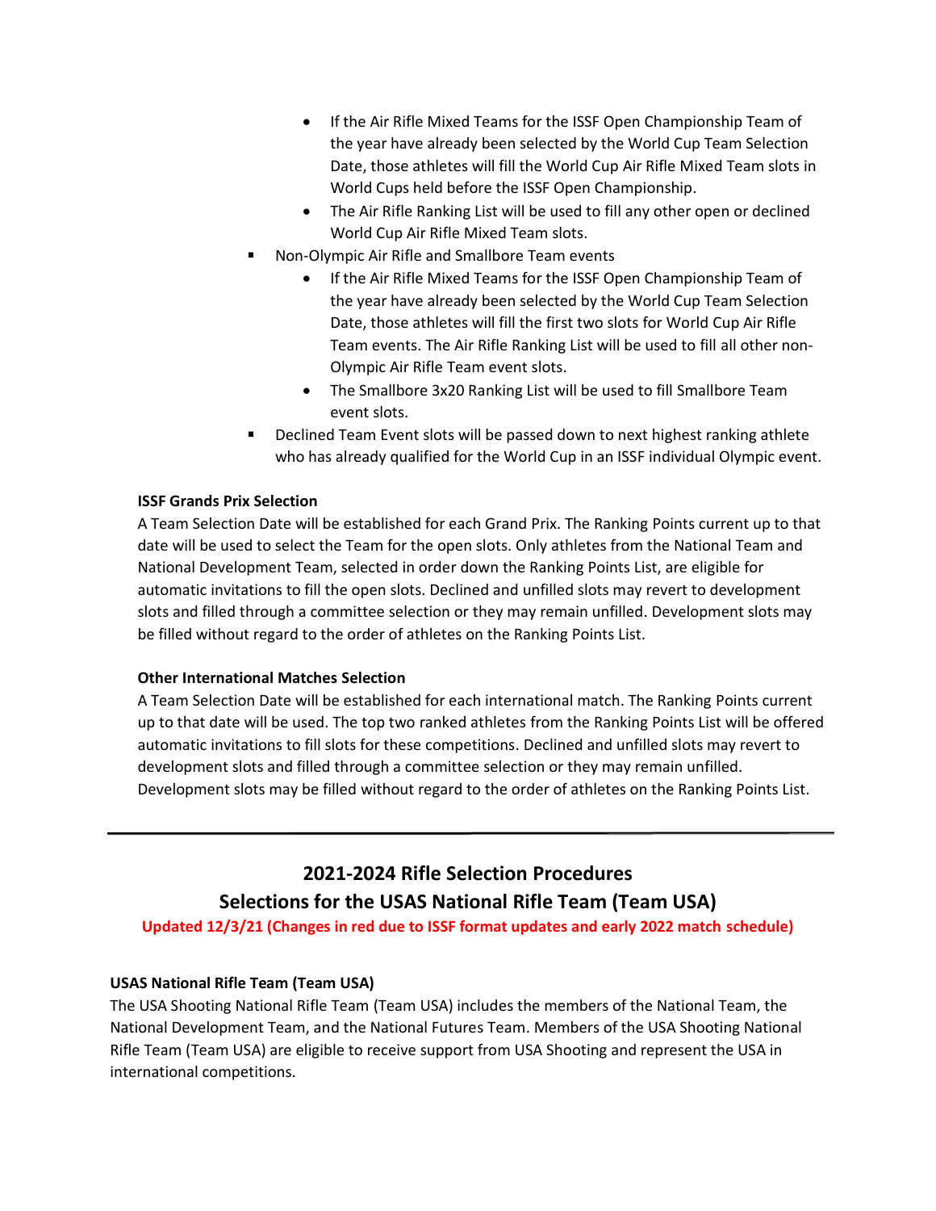- If the Air Rifle Mixed Teams for the ISSF Open Championship Team of the year have already been selected by the World Cup Team Selection Date, those athletes will fill the World Cup Air Rifle Mixed Team slots in World Cups held before the ISSF Open Championship.
    - The Air Rifle Ranking List will be used to fill any other open or declined World Cup Air Rifle Mixed Team slots.
- Non-Olympic Air Rifle and Smallbore Team events
    - If the Air Rifle Mixed Teams for the ISSF Open Championship Team of the year have already been selected by the World Cup Team Selection Date, those athletes will fill the first two slots for World Cup Air Rifle Team events. The Air Rifle Ranking List will be used to fill all other non-Olympic Air Rifle Team event slots.
    - The Smallbore 3x20 Ranking List will be used to fill Smallbore Team event slots.
- Declined Team Event slots will be passed down to next highest ranking athlete who has already qualified for the World Cup in an ISSF individual Olympic event.

**ISSF Grands Prix Selection**

A Team Selection Date will be established for each Grand Prix. The Ranking Points current up to that date will be used to select the Team for the open slots. Only athletes from the National Team and National Development Team, selected in order down the Ranking Points List, are eligible for automatic invitations to fill the open slots. Declined and unfilled slots may revert to development slots and filled through a committee selection or they may remain unfilled. Development slots may be filled without regard to the order of athletes on the Ranking Points List.

**Other International Matches Selection**

A Team Selection Date will be established for each international match. The Ranking Points current up to that date will be used. The top two ranked athletes from the Ranking Points List will be offered automatic invitations to fill slots for these competitions. Declined and unfilled slots may revert to development slots and filled through a committee selection or they may remain unfilled. Development slots may be filled without regard to the order of athletes on the Ranking Points List.

---

## 2021-2024 Rifle Selection Procedures
## Selections for the USAS National Rifle Team (Team USA)

**Updated 12/3/21 (Changes in red due to ISSF format updates and early 2022 match schedule)**

**USAS National Rifle Team (Team USA)**

The USA Shooting National Rifle Team (Team USA) includes the members of the National Team, the National Development Team, and the National Futures Team. Members of the USA Shooting National Rifle Team (Team USA) are eligible to receive support from USA Shooting and represent the USA in international competitions.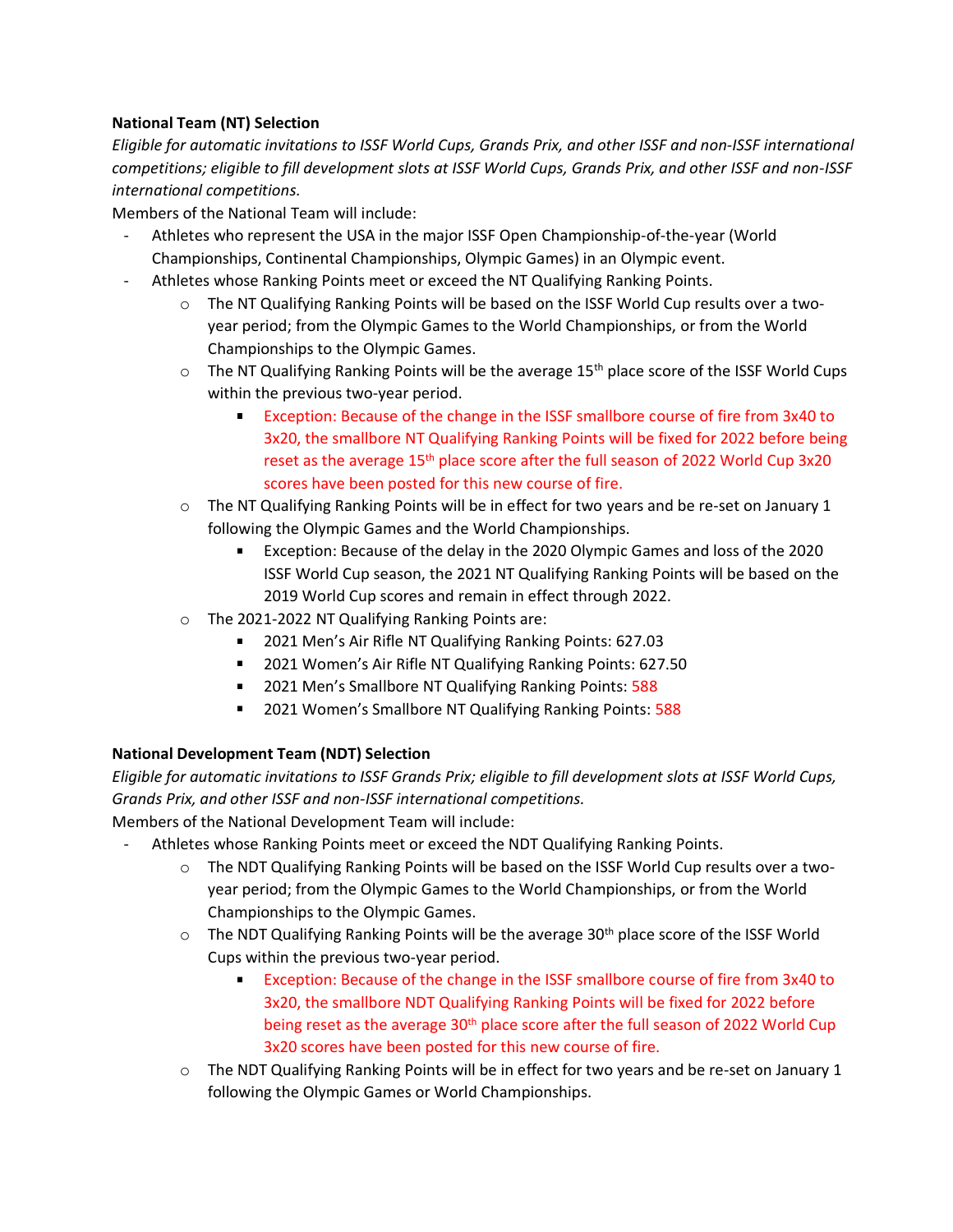**National Team (NT) Selection**

*Eligible for automatic invitations to ISSF World Cups, Grands Prix, and other ISSF and non-ISSF international competitions; eligible to fill development slots at ISSF World Cups, Grands Prix, and other ISSF and non-ISSF international competitions.*

Members of the National Team will include:

- Athletes who represent the USA in the major ISSF Open Championship-of-the-year (World Championships, Continental Championships, Olympic Games) in an Olympic event.
- Athletes whose Ranking Points meet or exceed the NT Qualifying Ranking Points.
    - The NT Qualifying Ranking Points will be based on the ISSF World Cup results over a two-year period; from the Olympic Games to the World Championships, or from the World Championships to the Olympic Games.
    - The NT Qualifying Ranking Points will be the average 15th place score of the ISSF World Cups within the previous two-year period.
        - Exception: Because of the change in the ISSF smallbore course of fire from 3x40 to 3x20, the smallbore NT Qualifying Ranking Points will be fixed for 2022 before being reset as the average 15th place score after the full season of 2022 World Cup 3x20 scores have been posted for this new course of fire.
    - The NT Qualifying Ranking Points will be in effect for two years and be re-set on January 1 following the Olympic Games and the World Championships.
        - Exception: Because of the delay in the 2020 Olympic Games and loss of the 2020 ISSF World Cup season, the 2021 NT Qualifying Ranking Points will be based on the 2019 World Cup scores and remain in effect through 2022.
    - The 2021-2022 NT Qualifying Ranking Points are:
        - 2021 Men's Air Rifle NT Qualifying Ranking Points: 627.03
        - 2021 Women's Air Rifle NT Qualifying Ranking Points: 627.50
        - 2021 Men's Smallbore NT Qualifying Ranking Points: 588
        - 2021 Women's Smallbore NT Qualifying Ranking Points: 588

**National Development Team (NDT) Selection**

*Eligible for automatic invitations to ISSF Grands Prix; eligible to fill development slots at ISSF World Cups, Grands Prix, and other ISSF and non-ISSF international competitions.*

Members of the National Development Team will include:

- Athletes whose Ranking Points meet or exceed the NDT Qualifying Ranking Points.
    - The NDT Qualifying Ranking Points will be based on the ISSF World Cup results over a two-year period; from the Olympic Games to the World Championships, or from the World Championships to the Olympic Games.
    - The NDT Qualifying Ranking Points will be the average 30th place score of the ISSF World Cups within the previous two-year period.
        - Exception: Because of the change in the ISSF smallbore course of fire from 3x40 to 3x20, the smallbore NDT Qualifying Ranking Points will be fixed for 2022 before being reset as the average 30th place score after the full season of 2022 World Cup 3x20 scores have been posted for this new course of fire.
    - The NDT Qualifying Ranking Points will be in effect for two years and be re-set on January 1 following the Olympic Games or World Championships.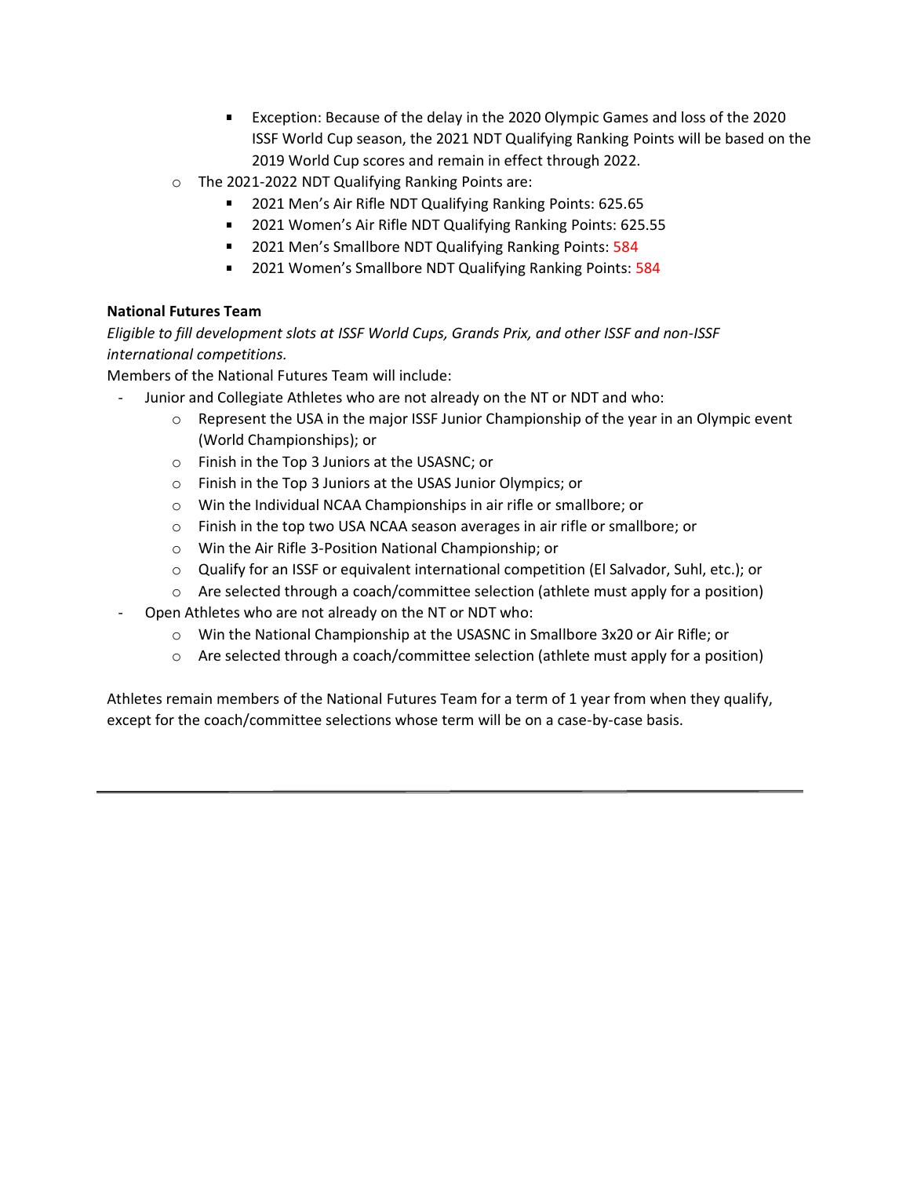- Exception: Because of the delay in the 2020 Olympic Games and loss of the 2020 ISSF World Cup season, the 2021 NDT Qualifying Ranking Points will be based on the 2019 World Cup scores and remain in effect through 2022.
  - The 2021-2022 NDT Qualifying Ranking Points are:
    - 2021 Men's Air Rifle NDT Qualifying Ranking Points: 625.65
    - 2021 Women's Air Rifle NDT Qualifying Ranking Points: 625.55
    - 2021 Men's Smallbore NDT Qualifying Ranking Points: 584
    - 2021 Women's Smallbore NDT Qualifying Ranking Points: 584

**National Futures Team**

*Eligible to fill development slots at ISSF World Cups, Grands Prix, and other ISSF and non-ISSF international competitions.*

Members of the National Futures Team will include:

- Junior and Collegiate Athletes who are not already on the NT or NDT and who:
  - Represent the USA in the major ISSF Junior Championship of the year in an Olympic event (World Championships); or
  - Finish in the Top 3 Juniors at the USASNC; or
  - Finish in the Top 3 Juniors at the USAS Junior Olympics; or
  - Win the Individual NCAA Championships in air rifle or smallbore; or
  - Finish in the top two USA NCAA season averages in air rifle or smallbore; or
  - Win the Air Rifle 3-Position National Championship; or
  - Qualify for an ISSF or equivalent international competition (El Salvador, Suhl, etc.); or
  - Are selected through a coach/committee selection (athlete must apply for a position)
- Open Athletes who are not already on the NT or NDT who:
  - Win the National Championship at the USASNC in Smallbore 3x20 or Air Rifle; or
  - Are selected through a coach/committee selection (athlete must apply for a position)

Athletes remain members of the National Futures Team for a term of 1 year from when they qualify, except for the coach/committee selections whose term will be on a case-by-case basis.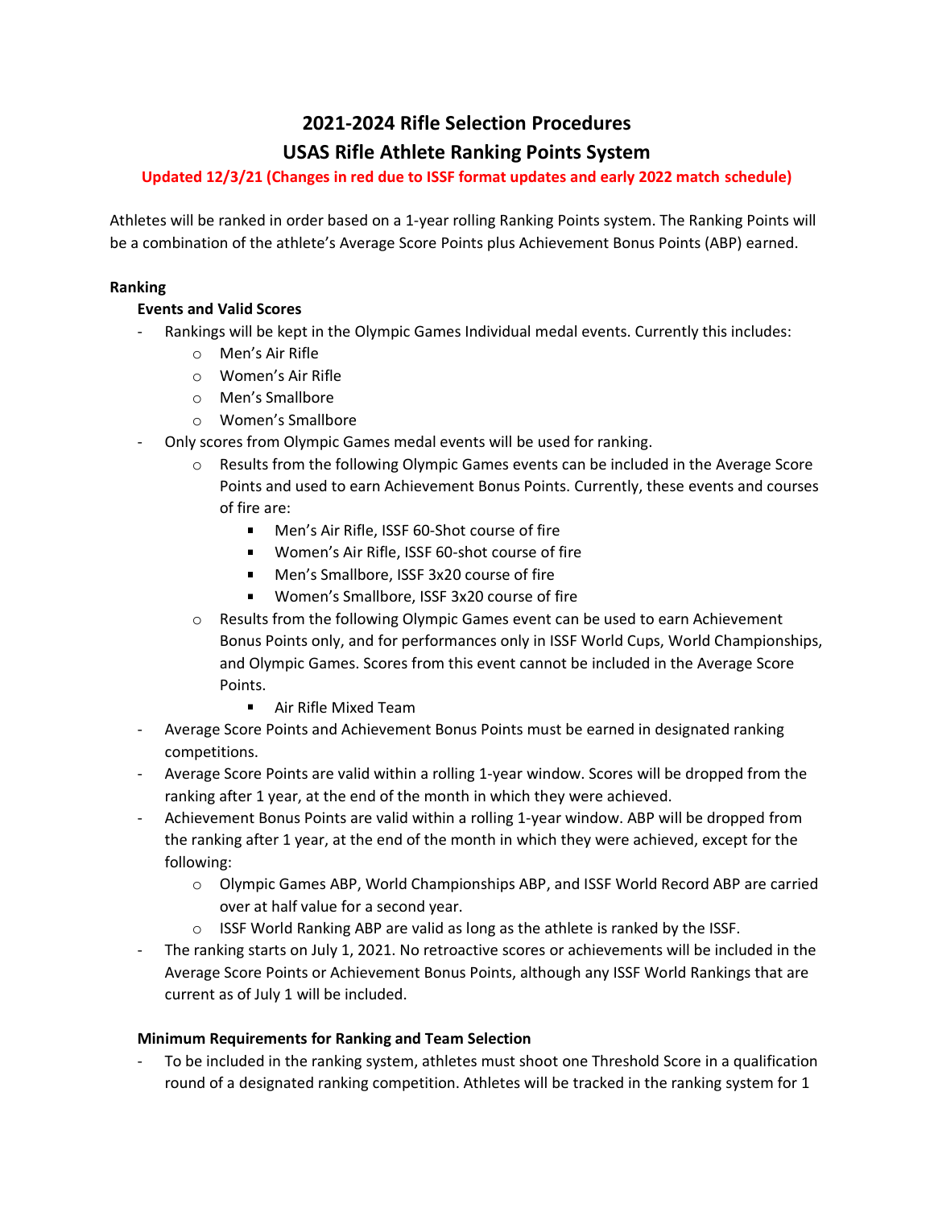# 2021-2024 Rifle Selection Procedures

# USAS Rifle Athlete Ranking Points System

**Updated 12/3/21 (Changes in red due to ISSF format updates and early 2022 match schedule)**

Athletes will be ranked in order based on a 1-year rolling Ranking Points system. The Ranking Points will be a combination of the athlete's Average Score Points plus Achievement Bonus Points (ABP) earned.

**Ranking**

**Events and Valid Scores**

- Rankings will be kept in the Olympic Games Individual medal events. Currently this includes:
  - Men's Air Rifle
  - Women's Air Rifle
  - Men's Smallbore
  - Women's Smallbore
- Only scores from Olympic Games medal events will be used for ranking.
  - Results from the following Olympic Games events can be included in the Average Score Points and used to earn Achievement Bonus Points. Currently, these events and courses of fire are:
    - Men's Air Rifle, ISSF 60-Shot course of fire
    - Women's Air Rifle, ISSF 60-shot course of fire
    - Men's Smallbore, ISSF 3x20 course of fire
    - Women's Smallbore, ISSF 3x20 course of fire
  - Results from the following Olympic Games event can be used to earn Achievement Bonus Points only, and for performances only in ISSF World Cups, World Championships, and Olympic Games. Scores from this event cannot be included in the Average Score Points.
    - Air Rifle Mixed Team
- Average Score Points and Achievement Bonus Points must be earned in designated ranking competitions.
- Average Score Points are valid within a rolling 1-year window. Scores will be dropped from the ranking after 1 year, at the end of the month in which they were achieved.
- Achievement Bonus Points are valid within a rolling 1-year window. ABP will be dropped from the ranking after 1 year, at the end of the month in which they were achieved, except for the following:
  - Olympic Games ABP, World Championships ABP, and ISSF World Record ABP are carried over at half value for a second year.
  - ISSF World Ranking ABP are valid as long as the athlete is ranked by the ISSF.
- The ranking starts on July 1, 2021. No retroactive scores or achievements will be included in the Average Score Points or Achievement Bonus Points, although any ISSF World Rankings that are current as of July 1 will be included.

**Minimum Requirements for Ranking and Team Selection**

- To be included in the ranking system, athletes must shoot one Threshold Score in a qualification round of a designated ranking competition. Athletes will be tracked in the ranking system for 1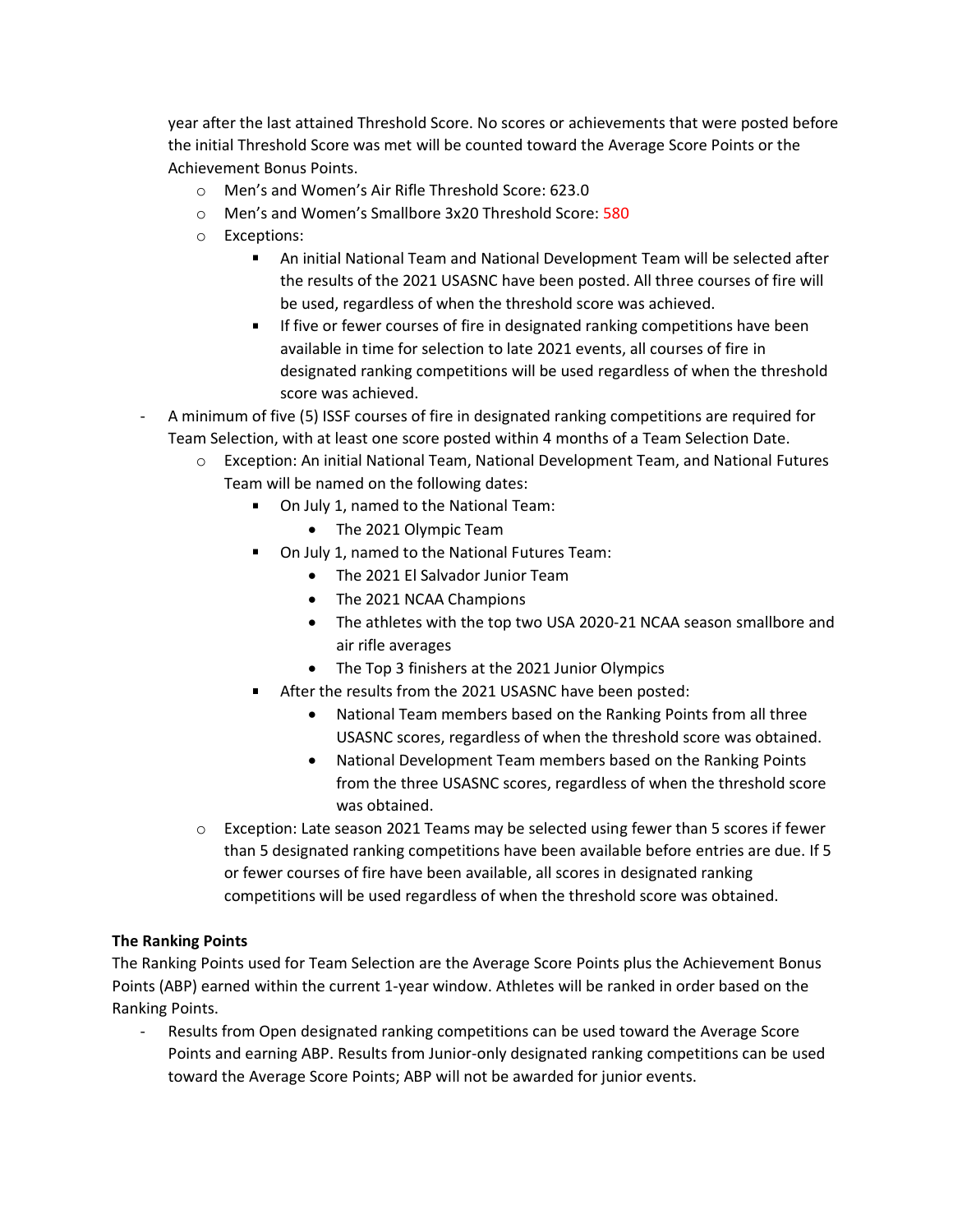year after the last attained Threshold Score. No scores or achievements that were posted before the initial Threshold Score was met will be counted toward the Average Score Points or the Achievement Bonus Points.

- Men's and Women's Air Rifle Threshold Score: 623.0
- Men's and Women's Smallbore 3x20 Threshold Score: 580
- Exceptions:
  - An initial National Team and National Development Team will be selected after the results of the 2021 USASNC have been posted. All three courses of fire will be used, regardless of when the threshold score was achieved.
  - If five or fewer courses of fire in designated ranking competitions have been available in time for selection to late 2021 events, all courses of fire in designated ranking competitions will be used regardless of when the threshold score was achieved.

- A minimum of five (5) ISSF courses of fire in designated ranking competitions are required for Team Selection, with at least one score posted within 4 months of a Team Selection Date.
  - Exception: An initial National Team, National Development Team, and National Futures Team will be named on the following dates:
    - On July 1, named to the National Team:
      - The 2021 Olympic Team
    - On July 1, named to the National Futures Team:
      - The 2021 El Salvador Junior Team
      - The 2021 NCAA Champions
      - The athletes with the top two USA 2020-21 NCAA season smallbore and air rifle averages
      - The Top 3 finishers at the 2021 Junior Olympics
    - After the results from the 2021 USASNC have been posted:
      - National Team members based on the Ranking Points from all three USASNC scores, regardless of when the threshold score was obtained.
      - National Development Team members based on the Ranking Points from the three USASNC scores, regardless of when the threshold score was obtained.
  - Exception: Late season 2021 Teams may be selected using fewer than 5 scores if fewer than 5 designated ranking competitions have been available before entries are due. If 5 or fewer courses of fire have been available, all scores in designated ranking competitions will be used regardless of when the threshold score was obtained.

**The Ranking Points**

The Ranking Points used for Team Selection are the Average Score Points plus the Achievement Bonus Points (ABP) earned within the current 1-year window. Athletes will be ranked in order based on the Ranking Points.

- Results from Open designated ranking competitions can be used toward the Average Score Points and earning ABP. Results from Junior-only designated ranking competitions can be used toward the Average Score Points; ABP will not be awarded for junior events.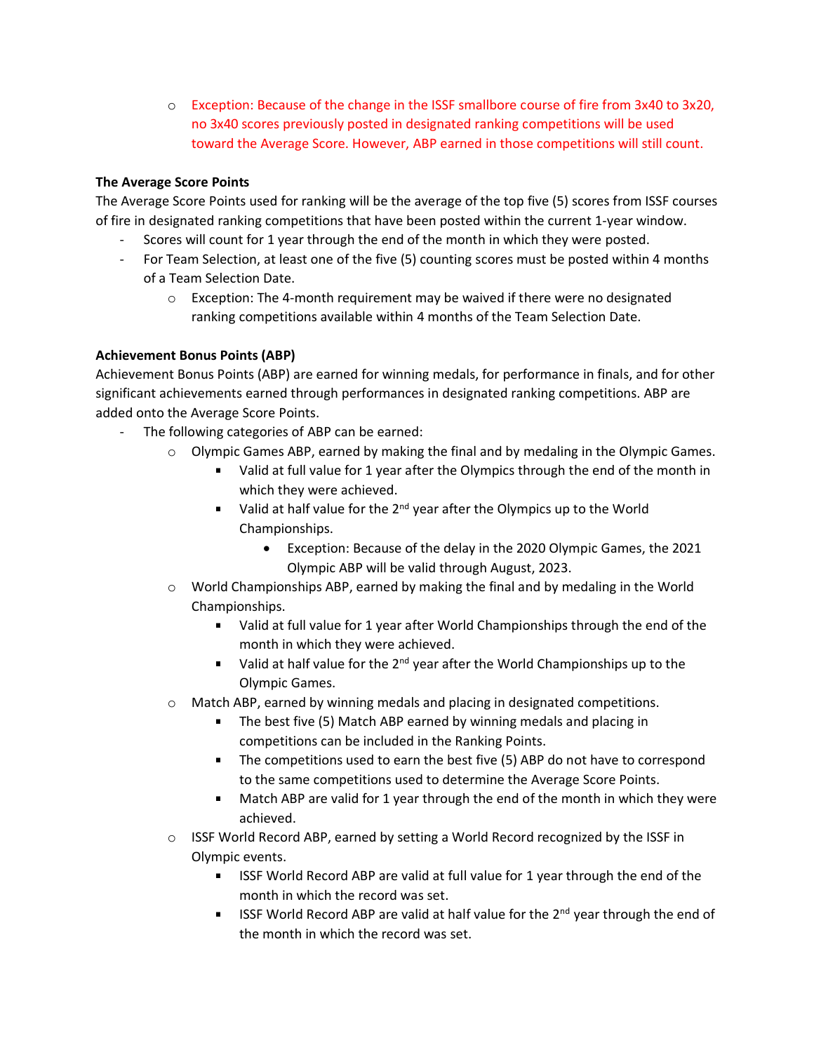- Exception: Because of the change in the ISSF smallbore course of fire from 3x40 to 3x20, no 3x40 scores previously posted in designated ranking competitions will be used toward the Average Score. However, ABP earned in those competitions will still count.

**The Average Score Points**

The Average Score Points used for ranking will be the average of the top five (5) scores from ISSF courses of fire in designated ranking competitions that have been posted within the current 1-year window.

- Scores will count for 1 year through the end of the month in which they were posted.
- For Team Selection, at least one of the five (5) counting scores must be posted within 4 months of a Team Selection Date.
  - Exception: The 4-month requirement may be waived if there were no designated ranking competitions available within 4 months of the Team Selection Date.

**Achievement Bonus Points (ABP)**

Achievement Bonus Points (ABP) are earned for winning medals, for performance in finals, and for other significant achievements earned through performances in designated ranking competitions. ABP are added onto the Average Score Points.

- The following categories of ABP can be earned:
  - Olympic Games ABP, earned by making the final and by medaling in the Olympic Games.
    - Valid at full value for 1 year after the Olympics through the end of the month in which they were achieved.
    - Valid at half value for the 2nd year after the Olympics up to the World Championships.
      - Exception: Because of the delay in the 2020 Olympic Games, the 2021 Olympic ABP will be valid through August, 2023.
  - World Championships ABP, earned by making the final and by medaling in the World Championships.
    - Valid at full value for 1 year after World Championships through the end of the month in which they were achieved.
    - Valid at half value for the 2nd year after the World Championships up to the Olympic Games.
  - Match ABP, earned by winning medals and placing in designated competitions.
    - The best five (5) Match ABP earned by winning medals and placing in competitions can be included in the Ranking Points.
    - The competitions used to earn the best five (5) ABP do not have to correspond to the same competitions used to determine the Average Score Points.
    - Match ABP are valid for 1 year through the end of the month in which they were achieved.
  - ISSF World Record ABP, earned by setting a World Record recognized by the ISSF in Olympic events.
    - ISSF World Record ABP are valid at full value for 1 year through the end of the month in which the record was set.
    - ISSF World Record ABP are valid at half value for the 2nd year through the end of the month in which the record was set.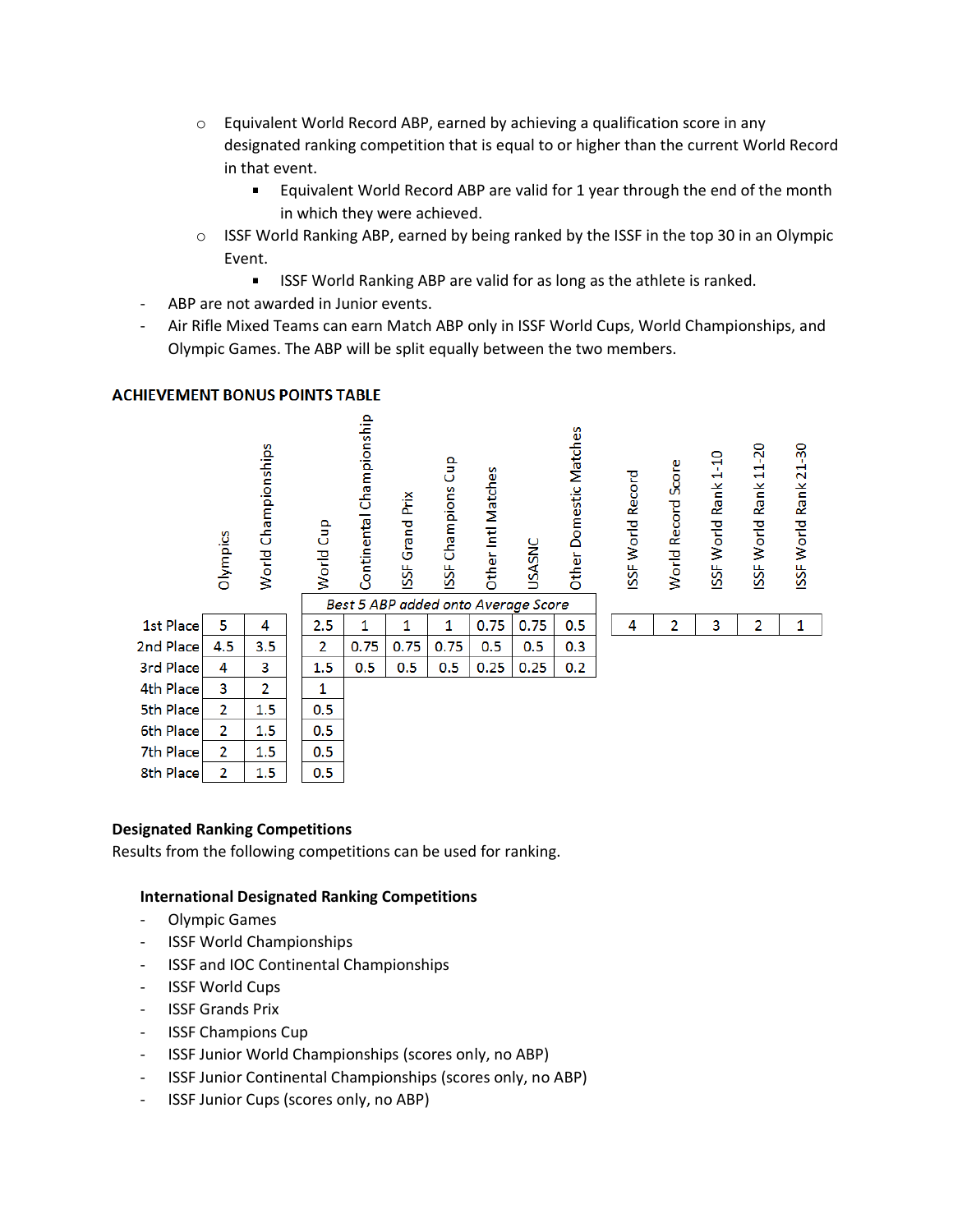- Equivalent World Record ABP, earned by achieving a qualification score in any designated ranking competition that is equal to or higher than the current World Record in that event.
    - Equivalent World Record ABP are valid for 1 year through the end of the month in which they were achieved.
- ISSF World Ranking ABP, earned by being ranked by the ISSF in the top 30 in an Olympic Event.
    - ISSF World Ranking ABP are valid for as long as the athlete is ranked.

- ABP are not awarded in Junior events.
- Air Rifle Mixed Teams can earn Match ABP only in ISSF World Cups, World Championships, and Olympic Games. The ABP will be split equally between the two members.

**ACHIEVEMENT BONUS POINTS TABLE**

| | Olympics | World Championships | World Cup | Continental Championship | ISSF Grand Prix | ISSF Champions Cup | Other Intl Matches | USASNC | Other Domestic Matches | ISSF World Record | World Record Score | ISSF World Rank 1-10 | ISSF World Rank 11-20 | ISSF World Rank 21-30 |
|---|---|---|---|---|---|---|---|---|---|---|---|---|---|---|
| | | | *Best 5 ABP added onto Average Score* | | | | | | | | | | | |
| 1st Place | 5 | 4 | 2.5 | 1 | 1 | 1 | 0.75 | 0.75 | 0.5 | 4 | 2 | 3 | 2 | 1 |
| 2nd Place | 4.5 | 3.5 | 2 | 0.75 | 0.75 | 0.75 | 0.5 | 0.5 | 0.3 | | | | | |
| 3rd Place | 4 | 3 | 1.5 | 0.5 | 0.5 | 0.5 | 0.25 | 0.25 | 0.2 | | | | | |
| 4th Place | 3 | 2 | 1 | | | | | | | | | | | |
| 5th Place | 2 | 1.5 | 0.5 | | | | | | | | | | | |
| 6th Place | 2 | 1.5 | 0.5 | | | | | | | | | | | |
| 7th Place | 2 | 1.5 | 0.5 | | | | | | | | | | | |
| 8th Place | 2 | 1.5 | 0.5 | | | | | | | | | | | |

**Designated Ranking Competitions**

Results from the following competitions can be used for ranking.

**International Designated Ranking Competitions**

- Olympic Games
- ISSF World Championships
- ISSF and IOC Continental Championships
- ISSF World Cups
- ISSF Grands Prix
- ISSF Champions Cup
- ISSF Junior World Championships (scores only, no ABP)
- ISSF Junior Continental Championships (scores only, no ABP)
- ISSF Junior Cups (scores only, no ABP)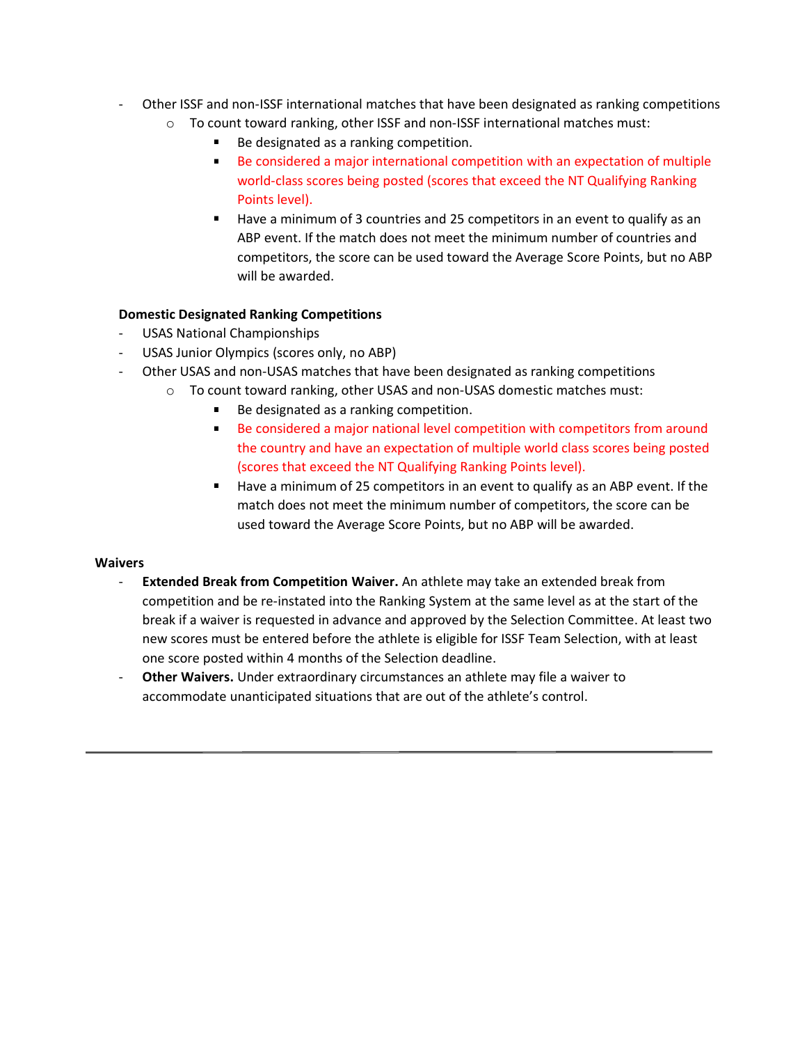- Other ISSF and non-ISSF international matches that have been designated as ranking competitions
  - To count toward ranking, other ISSF and non-ISSF international matches must:
    - Be designated as a ranking competition.
    - Be considered a major international competition with an expectation of multiple world-class scores being posted (scores that exceed the NT Qualifying Ranking Points level).
    - Have a minimum of 3 countries and 25 competitors in an event to qualify as an ABP event. If the match does not meet the minimum number of countries and competitors, the score can be used toward the Average Score Points, but no ABP will be awarded.

**Domestic Designated Ranking Competitions**

- USAS National Championships
- USAS Junior Olympics (scores only, no ABP)
- Other USAS and non-USAS matches that have been designated as ranking competitions
  - To count toward ranking, other USAS and non-USAS domestic matches must:
    - Be designated as a ranking competition.
    - Be considered a major national level competition with competitors from around the country and have an expectation of multiple world class scores being posted (scores that exceed the NT Qualifying Ranking Points level).
    - Have a minimum of 25 competitors in an event to qualify as an ABP event. If the match does not meet the minimum number of competitors, the score can be used toward the Average Score Points, but no ABP will be awarded.

**Waivers**

- **Extended Break from Competition Waiver.** An athlete may take an extended break from competition and be re-instated into the Ranking System at the same level as at the start of the break if a waiver is requested in advance and approved by the Selection Committee. At least two new scores must be entered before the athlete is eligible for ISSF Team Selection, with at least one score posted within 4 months of the Selection deadline.
- **Other Waivers.** Under extraordinary circumstances an athlete may file a waiver to accommodate unanticipated situations that are out of the athlete's control.